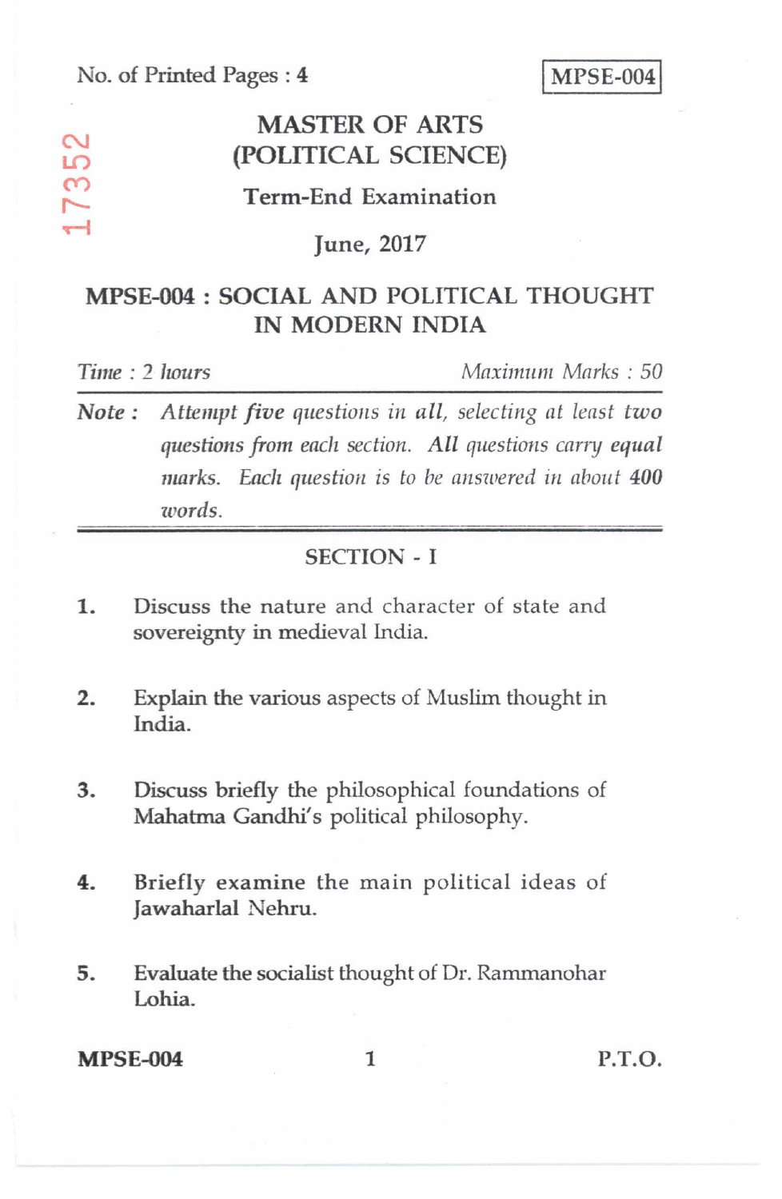No. of Printed Pages : 4

**MPSE-004**

17352

# MASTER OF ARTS (POLITICAL SCIENCE)

## Term-End Examination

## June, 2017

## MPSE-004 : SOCIAL AND POLITICAL THOUGHT IN MODERN INDIA

*Time : 2 hours* *Maximum Marks : 50*

**Note :** *Attempt* ***five*** *questions in* ***all****, selecting at least* ***two*** *questions from each section.* ***All*** *questions carry* ***equal*** *marks. Each question is to be answered in about* ***400*** *words.*

### SECTION - I

1. Discuss the nature and character of state and sovereignty in medieval India.

2. Explain the various aspects of Muslim thought in India.

3. Discuss briefly the philosophical foundations of Mahatma Gandhi's political philosophy.

4. Briefly examine the main political ideas of Jawaharlal Nehru.

5. Evaluate the socialist thought of Dr. Rammanohar Lohia.

P.T.O.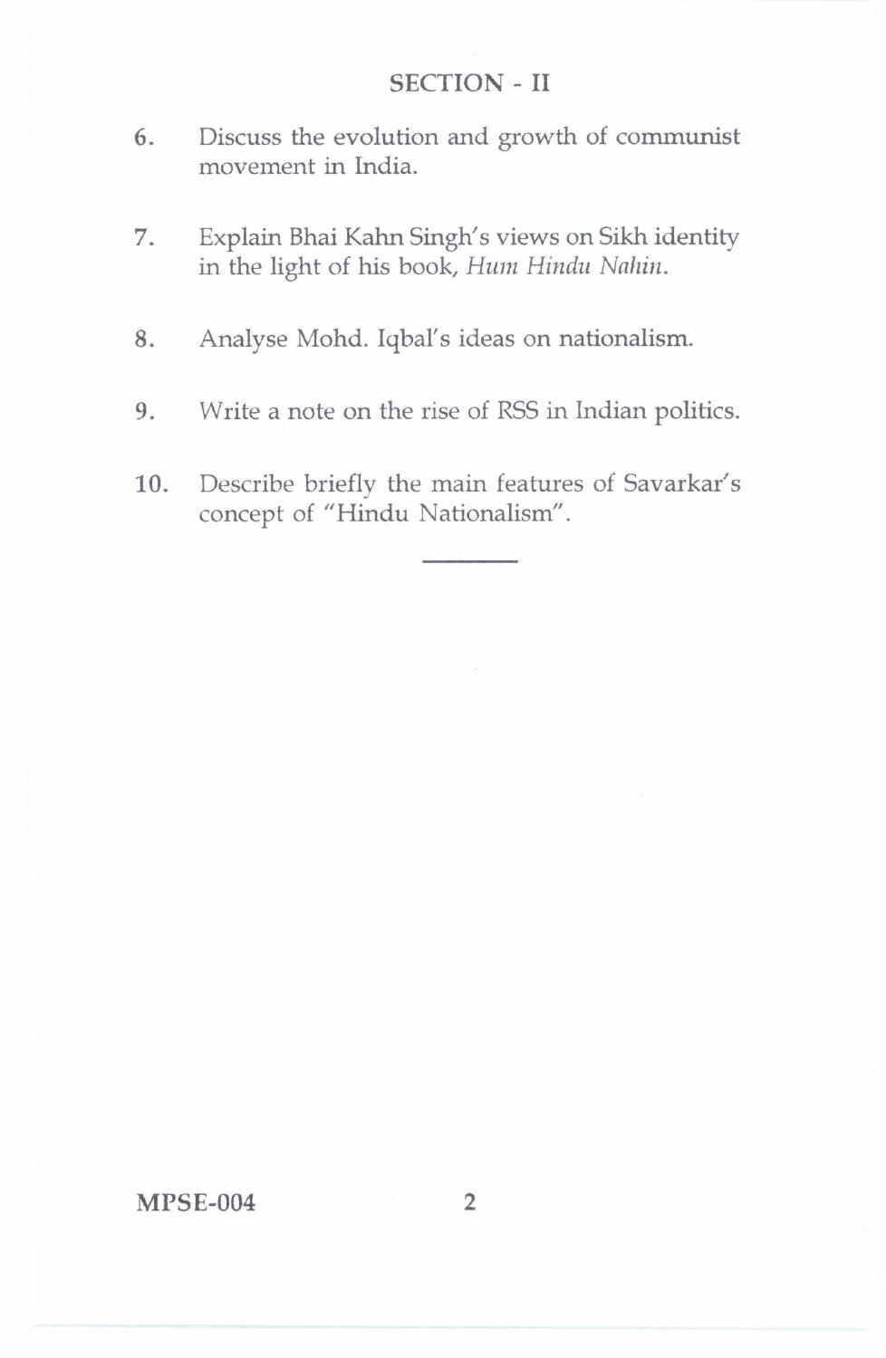## SECTION - II

6. Discuss the evolution and growth of communist movement in India.

7. Explain Bhai Kahn Singh's views on Sikh identity in the light of his book, *Hum Hindu Nahin*.

8. Analyse Mohd. Iqbal's ideas on nationalism.

9. Write a note on the rise of RSS in Indian politics.

10. Describe briefly the main features of Savarkar's concept of "Hindu Nationalism".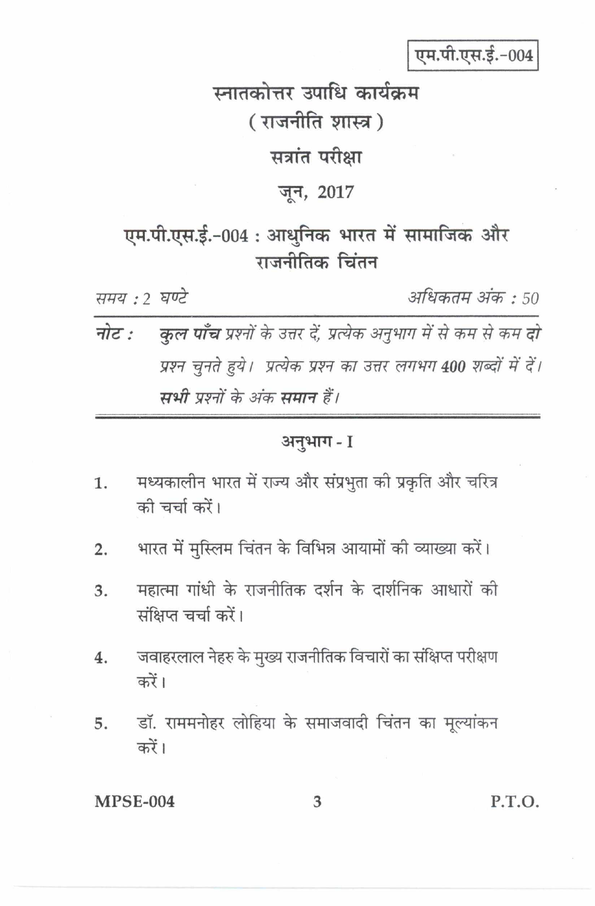एम.पी.एस.ई.-004

# स्नातकोत्तर उपाधि कार्यक्रम

## ( राजनीति शास्त्र )

## सत्रांत परीक्षा

## जून, 2017

## एम.पी.एस.ई.-004 : आधुनिक भारत में सामाजिक और राजनीतिक चिंतन

*समय : 2 घण्टे* *अधिकतम अंक : 50*

**नोट :** *__कुल पाँच__ प्रश्नों के उत्तर दें, प्रत्येक अनुभाग में से कम से कम __दो__ प्रश्न चुनते हुये। प्रत्येक प्रश्न का उत्तर लगभग __400__ शब्दों में दें। __सभी__ प्रश्नों के अंक __समान__ हैं।*

---

### अनुभाग - I

1. मध्यकालीन भारत में राज्य और संप्रभुता की प्रकृति और चरित्र की चर्चा करें।

2. भारत में मुस्लिम चिंतन के विभिन्न आयामों की व्याख्या करें।

3. महात्मा गांधी के राजनीतिक दर्शन के दार्शनिक आधारों की संक्षिप्त चर्चा करें।

4. जवाहरलाल नेहरु के मुख्य राजनीतिक विचारों का संक्षिप्त परीक्षण करें।

5. डॉ. राममनोहर लोहिया के समाजवादी चिंतन का मूल्यांकन करें।

P.T.O.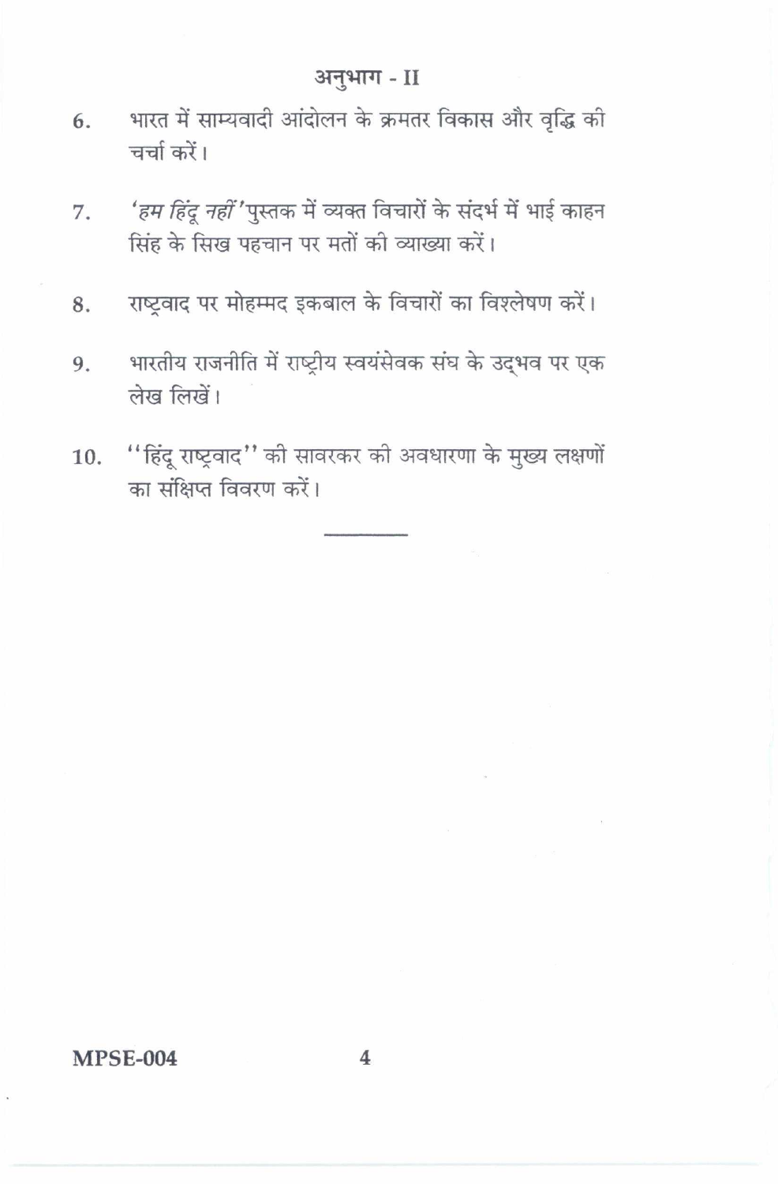## अनुभाग - II

6. भारत में साम्यवादी आंदोलन के क्रमतर विकास और वृद्धि की चर्चा करें।

7. *'हम हिंदू नहीं'* पुस्तक में व्यक्त विचारों के संदर्भ में भाई काहन सिंह के सिख पहचान पर मतों की व्याख्या करें।

8. राष्ट्रवाद पर मोहम्मद इकबाल के विचारों का विश्लेषण करें।

9. भारतीय राजनीति में राष्ट्रीय स्वयंसेवक संघ के उद्भव पर एक लेख लिखें।

10. ''हिंदू राष्ट्रवाद'' की सावरकर की अवधारणा के मुख्य लक्षणों का संक्षिप्त विवरण करें।

---